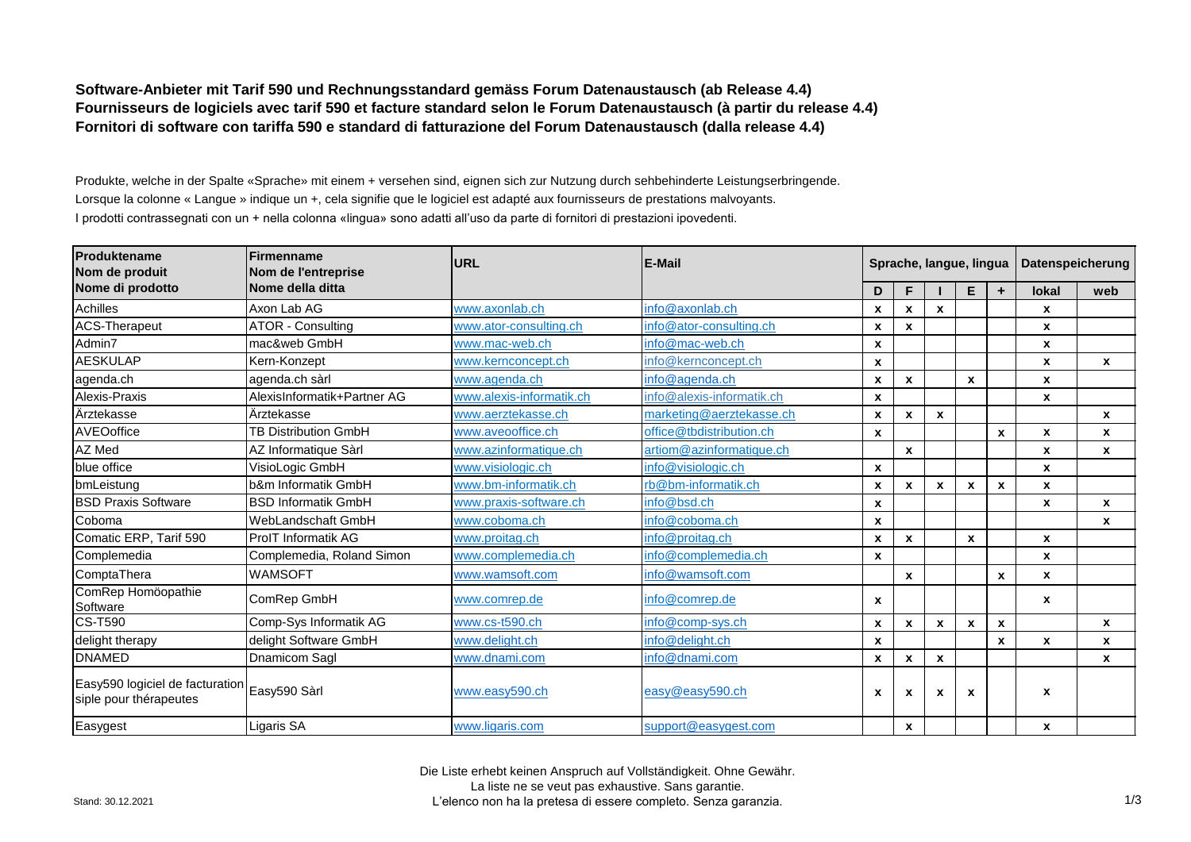**Software-Anbieter mit Tarif 590 und Rechnungsstandard gemäss Forum Datenaustausch (ab Release 4.4)**
**Fournisseurs de logiciels avec tarif 590 et facture standard selon le Forum Datenaustausch (à partir du release 4.4)**
**Fornitori di software con tariffa 590 e standard di fatturazione del Forum Datenaustausch (dalla release 4.4)**

Produkte, welche in der Spalte «Sprache» mit einem + versehen sind, eignen sich zur Nutzung durch sehbehinderte Leistungserbringende.
Lorsque la colonne « Langue » indique un +, cela signifie que le logiciel est adapté aux fournisseurs de prestations malvoyants.
I prodotti contrassegnati con un + nella colonna «lingua» sono adatti all'uso da parte di fornitori di prestazioni ipovedenti.

| Produktename Nom de produit Nome di prodotto | Firmenname Nom de l'entreprise Nome della ditta | URL | E-Mail | Sprache, langue, lingua | | | | | Datenspeicherung | |
|---|---|---|---|---|---|---|---|---|---|---|
| | | | | D | F | I | E | + | lokal | web |
| Achilles | Axon Lab AG | www.axonlab.ch | info@axonlab.ch | x | x | x | | | x | |
| ACS-Therapeut | ATOR - Consulting | www.ator-consulting.ch | info@ator-consulting.ch | x | x | | | | x | |
| Admin7 | mac&web GmbH | www.mac-web.ch | info@mac-web.ch | x | | | | | x | |
| AESKULAP | Kern-Konzept | www.kernconcept.ch | info@kernconcept.ch | x | | | | | x | x |
| agenda.ch | agenda.ch sàrl | www.agenda.ch | info@agenda.ch | x | x | | x | | x | |
| Alexis-Praxis | AlexisInformatik+Partner AG | www.alexis-informatik.ch | info@alexis-informatik.ch | x | | | | | x | |
| Ärztekasse | Ärztekasse | www.aerztekasse.ch | marketing@aerztekasse.ch | x | x | x | | | | x |
| AVEOoffice | TB Distribution GmbH | www.aveooffice.ch | office@tbdistribution.ch | x | | | | x | x | x |
| AZ Med | AZ Informatique Sàrl | www.azinformatique.ch | artiom@azinformatique.ch | | x | | | | x | x |
| blue office | VisioLogic GmbH | www.visiologic.ch | info@visiologic.ch | x | | | | | x | |
| bmLeistung | b&m Informatik GmbH | www.bm-informatik.ch | rb@bm-informatik.ch | x | x | x | x | x | x | |
| BSD Praxis Software | BSD Informatik GmbH | www.praxis-software.ch | info@bsd.ch | x | | | | | x | x |
| Coboma | WebLandschaft GmbH | www.coboma.ch | info@coboma.ch | x | | | | | | x |
| Comatic ERP, Tarif 590 | ProIT Informatik AG | www.proitag.ch | info@proitag.ch | x | x | | x | | x | |
| Complemedia | Complemedia, Roland Simon | www.complemedia.ch | info@complemedia.ch | x | | | | | x | |
| ComptaThera | WAMSOFT | www.wamsoft.com | info@wamsoft.com | | x | | | x | x | |
| ComRep Homöopathie Software | ComRep GmbH | www.comrep.de | info@comrep.de | x | | | | | x | |
| CS-T590 | Comp-Sys Informatik AG | www.cs-t590.ch | info@comp-sys.ch | x | x | x | x | x | | x |
| delight therapy | delight Software GmbH | www.delight.ch | info@delight.ch | x | | | | x | x | x |
| DNAMED | Dnamicom Sagl | www.dnami.com | info@dnami.com | x | x | x | | | | x |
| Easy590 logiciel de facturation siple pour thérapeutes | Easy590 Sàrl | www.easy590.ch | easy@easy590.ch | x | x | x | x | | x | |
| Easygest | Ligaris SA | www.ligaris.com | support@easygest.com | | x | | | | x | |

Die Liste erhebt keinen Anspruch auf Vollständigkeit. Ohne Gewähr.
La liste ne se veut pas exhaustive. Sans garantie.
L'elenco non ha la pretesa di essere completo. Senza garanzia.

Stand: 30.12.2021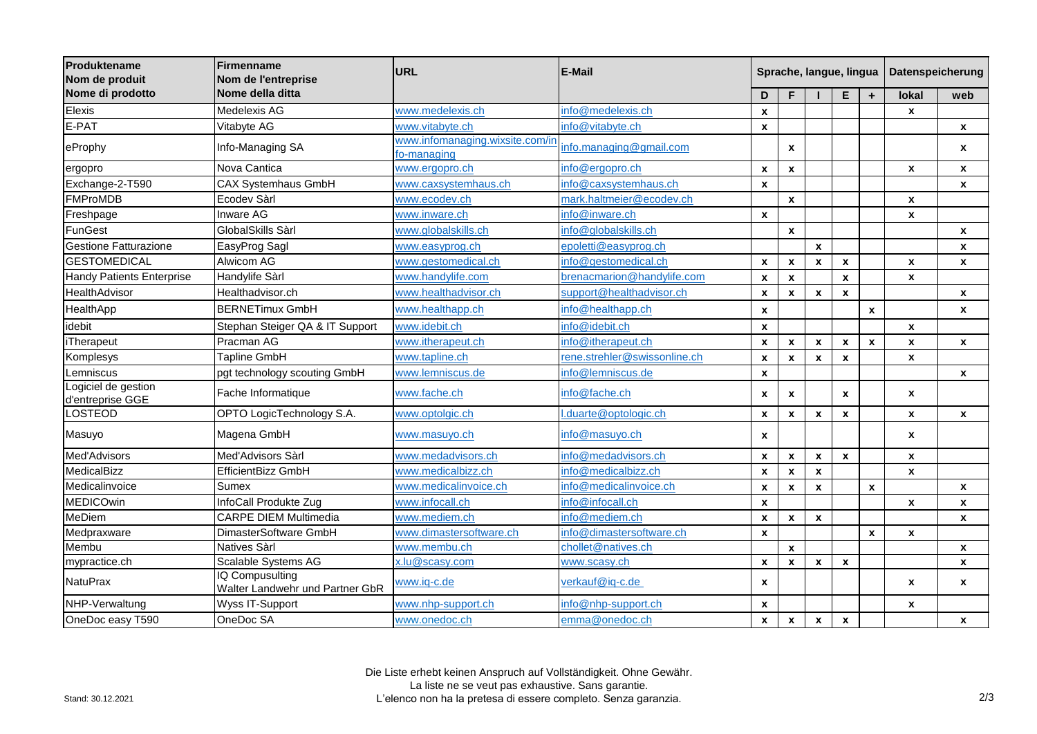| Produktename<br>Nom de produit<br>Nome di prodotto | Firmenname<br>Nom de l'entreprise<br>Nome della ditta | URL | E-Mail | Sprache, langue, lingua | | | | | Datenspeicherung | |
|---|---|---|---|---|---|---|---|---|---|---|
| | | | | D | F | I | E | + | lokal | web |
| Elexis | Medelexis AG | www.medelexis.ch | info@medelexis.ch | x | | | | | x | |
| E-PAT | Vitabyte AG | www.vitabyte.ch | info@vitabyte.ch | x | | | | | | x |
| eProphy | Info-Managing SA | www.infomanaging.wixsite.com/info-managing | info.managing@gmail.com | | x | | | | | x |
| ergopro | Nova Cantica | www.ergopro.ch | info@ergopro.ch | x | x | | | | x | x |
| Exchange-2-T590 | CAX Systemhaus GmbH | www.caxsystemhaus.ch | info@caxsystemhaus.ch | x | | | | | | x |
| FMProMDB | Ecodev Sàrl | www.ecodev.ch | mark.haltmeier@ecodev.ch | | x | | | | x | |
| Freshpage | Inware AG | www.inware.ch | info@inware.ch | x | | | | | x | |
| FunGest | GlobalSkills Sàrl | www.globalskills.ch | info@globalskills.ch | | x | | | | | x |
| Gestione Fatturazione | EasyProg Sagl | www.easyprog.ch | epoletti@easyprog.ch | | | x | | | | x |
| GESTOMEDICAL | Alwicom AG | www.gestomedical.ch | info@gestomedical.ch | x | x | x | x | | x | x |
| Handy Patients Enterprise | Handylife Sàrl | www.handylife.com | brenacmarion@handylife.com | x | x | | x | | x | |
| HealthAdvisor | Healthadvisor.ch | www.healthadvisor.ch | support@healthadvisor.ch | x | x | x | x | | | x |
| HealthApp | BERNETimux GmbH | www.healthapp.ch | info@healthapp.ch | x | | | | x | | x |
| idebit | Stephan Steiger QA & IT Support | www.idebit.ch | info@idebit.ch | x | | | | | x | |
| iTherapeut | Pracman AG | www.itherapeut.ch | info@itherapeut.ch | x | x | x | x | x | x | x |
| Komplesys | Tapline GmbH | www.tapline.ch | rene.strehler@swissonline.ch | x | x | x | x | | x | |
| Lemniscus | pgt technology scouting GmbH | www.lemniscus.de | info@lemniscus.de | x | | | | | | x |
| Logiciel de gestion d'entreprise GGE | Fache Informatique | www.fache.ch | info@fache.ch | x | x | | x | | x | |
| LOSTEOD | OPTO LogicTechnology S.A. | www.optolgic.ch | l.duarte@optologic.ch | x | x | x | x | | x | x |
| Masuyo | Magena GmbH | www.masuyo.ch | info@masuyo.ch | x | | | | | x | |
| Med'Advisors | Med'Advisors Sàrl | www.medadvisors.ch | info@medadvisors.ch | x | x | x | x | | x | |
| MedicalBizz | EfficientBizz GmbH | www.medicalbizz.ch | info@medicalbizz.ch | x | x | x | | | x | |
| Medicalinvoice | Sumex | www.medicalinvoice.ch | info@medicalinvoice.ch | x | x | x | | x | | x |
| MEDICOwin | InfoCall Produkte Zug | www.infocall.ch | info@infocall.ch | x | | | | | x | x |
| MeDiem | CARPE DIEM Multimedia | www.mediem.ch | info@mediem.ch | x | x | x | | | | x |
| Medpraxware | DimasterSoftware GmbH | www.dimastersoftware.ch | info@dimastersoftware.ch | x | | | | x | x | |
| Membu | Natives Sàrl | www.membu.ch | chollet@natives.ch | | x | | | | | x |
| mypractice.ch | Scalable Systems AG | x.lu@scasy.com | www.scasy.ch | x | x | x | x | | | x |
| NatuPrax | IQ Compusulting Walter Landwehr und Partner GbR | www.iq-c.de | verkauf@iq-c.de | x | | | | | x | x |
| NHP-Verwaltung | Wyss IT-Support | www.nhp-support.ch | info@nhp-support.ch | x | | | | | x | |
| OneDoc easy T590 | OneDoc SA | www.onedoc.ch | emma@onedoc.ch | x | x | x | x | | | x |

Stand: 30.12.2021

Die Liste erhebt keinen Anspruch auf Vollständigkeit. Ohne Gewähr.
La liste ne se veut pas exhaustive. Sans garantie.
L'elenco non ha la pretesa di essere completo. Senza garanzia.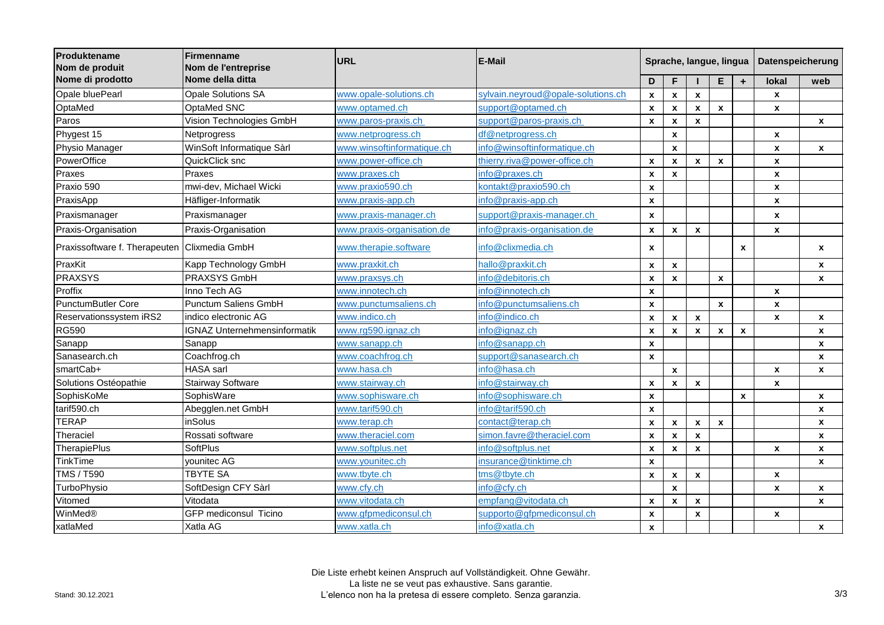| Produktename<br>Nom de produit<br>Nome di prodotto | Firmenname<br>Nom de l'entreprise<br>Nome della ditta | URL | E-Mail | Sprache, langue, lingua | | | | | Datenspeicherung | |
|---|---|---|---|---|---|---|---|---|---|---|
| | | | | D | F | I | E | + | lokal | web |
| Opale bluePearl | Opale Solutions SA | www.opale-solutions.ch | sylvain.neyroud@opale-solutions.ch | x | x | x | | | x | |
| OptaMed | OptaMed SNC | www.optamed.ch | support@optamed.ch | x | x | x | x | | x | |
| Paros | Vision Technologies GmbH | www.paros-praxis.ch | support@paros-praxis.ch | x | x | x | | | | x |
| Phygest 15 | Netprogress | www.netprogress.ch | df@netprogress.ch | | x | | | | x | |
| Physio Manager | WinSoft Informatique Sàrl | www.winsoftinformatique.ch | info@winsoftinformatique.ch | | x | | | | x | x |
| PowerOffice | QuickClick snc | www.power-office.ch | thierry.riva@power-office.ch | x | x | x | x | | x | |
| Praxes | Praxes | www.praxes.ch | info@praxes.ch | x | x | | | | x | |
| Praxio 590 | mwi-dev, Michael Wicki | www.praxio590.ch | kontakt@praxio590.ch | x | | | | | x | |
| PraxisApp | Häfliger-Informatik | www.praxis-app.ch | info@praxis-app.ch | x | | | | | x | |
| Praxismanager | Praxismanager | www.praxis-manager.ch | support@praxis-manager.ch | x | | | | | x | |
| Praxis-Organisation | Praxis-Organisation | www.praxis-organisation.de | info@praxis-organisation.de | x | x | x | | | x | |
| Praxissoftware f. Therapeuten | Clixmedia GmbH | www.therapie.software | info@clixmedia.ch | x | | | | x | | x |
| PraxKit | Kapp Technology GmbH | www.praxkit.ch | hallo@praxkit.ch | x | x | | | | | x |
| PRAXSYS | PRAXSYS GmbH | www.praxsys.ch | info@debitoris.ch | x | x | | x | | | x |
| Proffix | Inno Tech AG | www.innotech.ch | info@innotech.ch | x | | | | | x | |
| PunctumButler Core | Punctum Saliens GmbH | www.punctumsaliens.ch | info@punctumsaliens.ch | x | | | x | | x | |
| Reservationssystem iRS2 | indico electronic AG | www.indico.ch | info@indico.ch | x | x | x | | | x | x |
| RG590 | IGNAZ Unternehmensinformatik | www.rg590.ignaz.ch | info@ignaz.ch | x | x | x | x | x | | x |
| Sanapp | Sanapp | www.sanapp.ch | info@sanapp.ch | x | | | | | | x |
| Sanasearch.ch | Coachfrog.ch | www.coachfrog.ch | support@sanasearch.ch | x | | | | | | x |
| smartCab+ | HASA sarl | www.hasa.ch | info@hasa.ch | | x | | | | x | x |
| Solutions Ostéopathie | Stairway Software | www.stairway.ch | info@stairway.ch | x | x | x | | | x | |
| SophisKoMe | SophisWare | www.sophisware.ch | info@sophisware.ch | x | | | | x | | x |
| tarif590.ch | Abegglen.net GmbH | www.tarif590.ch | info@tarif590.ch | x | | | | | | x |
| TERAP | inSolus | www.terap.ch | contact@terap.ch | x | x | x | x | | | x |
| Theraciel | Rossati software | www.theraciel.com | simon.favre@theraciel.com | x | x | x | | | | x |
| TherapiePlus | SoftPlus | www.softplus.net | info@softplus.net | x | x | x | | | x | x |
| TinkTime | younitec AG | www.younitec.ch | insurance@tinktime.ch | x | | | | | | x |
| TMS / T590 | TBYTE SA | www.tbyte.ch | tms@tbyte.ch | x | x | x | | | x | |
| TurboPhysio | SoftDesign CFY Sàrl | www.cfy.ch | info@cfy.ch | | x | | | | x | x |
| Vitomed | Vitodata | www.vitodata.ch | empfang@vitodata.ch | x | x | x | | | | x |
| WinMed® | GFP mediconsul Ticino | www.gfpmediconsul.ch | supporto@gfpmediconsul.ch | x | | x | | | x | |
| xatlaMed | Xatla AG | www.xatla.ch | info@xatla.ch | x | | | | | | x |

Die Liste erhebt keinen Anspruch auf Vollständigkeit. Ohne Gewähr.
La liste ne se veut pas exhaustive. Sans garantie.
L'elenco non ha la pretesa di essere completo. Senza garanzia.

Stand: 30.12.2021